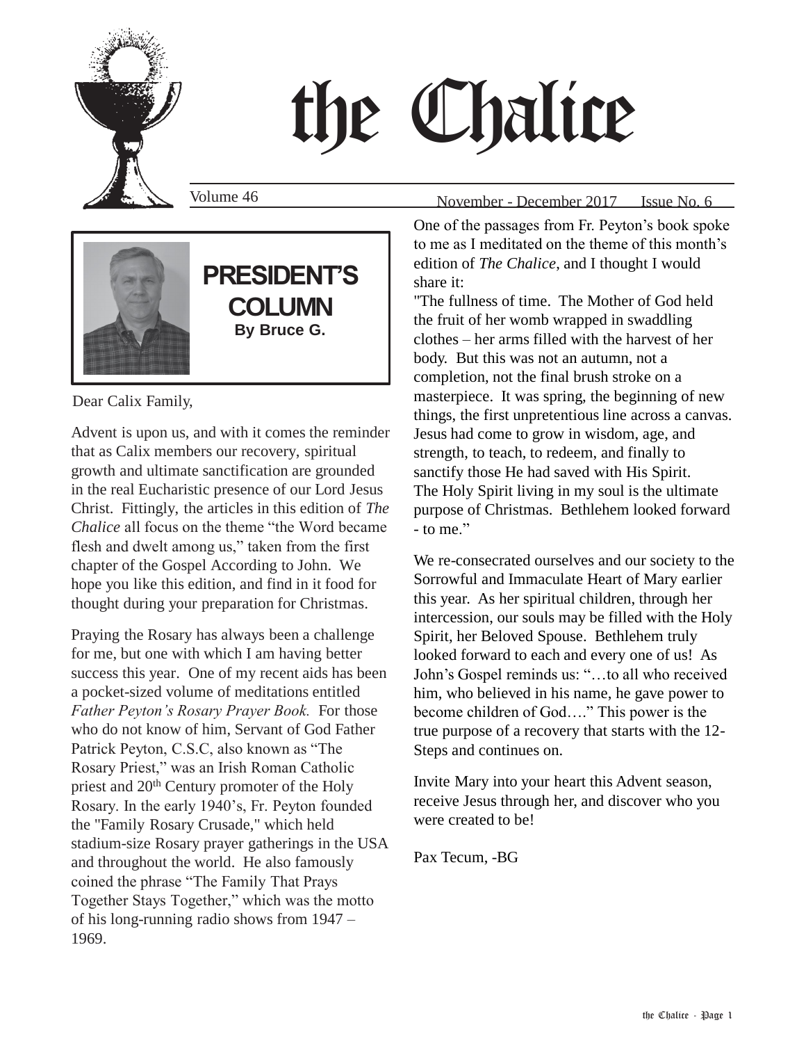# the Chalice

Volume 46 November - December 2017 Issue No. 6

## PRESIDENT'S COLUMN

**By Bruce G.**

Dear Calix Family,

Advent is upon us, and with it comes the reminder that as Calix members our recovery, spiritual growth and ultimate sanctification are grounded in the real Eucharistic presence of our Lord Jesus Christ. Fittingly, the articles in this edition of *The Chalice* all focus on the theme "the Word became flesh and dwelt among us," taken from the first chapter of the Gospel According to John. We hope you like this edition, and find in it food for thought during your preparation for Christmas.

Praying the Rosary has always been a challenge for me, but one with which I am having better success this year. One of my recent aids has been a pocket-sized volume of meditations entitled *Father Peyton's Rosary Prayer Book.* For those who do not know of him, Servant of God Father Patrick Peyton, C.S.C, also known as "The Rosary Priest," was an Irish Roman Catholic priest and 20th Century promoter of the Holy Rosary. In the early 1940's, Fr. Peyton founded the "Family Rosary Crusade," which held stadium-size Rosary prayer gatherings in the USA and throughout the world. He also famously coined the phrase "The Family That Prays Together Stays Together," which was the motto of his long-running radio shows from 1947 – 1969.

One of the passages from Fr. Peyton's book spoke to me as I meditated on the theme of this month's edition of *The Chalice*, and I thought I would share it:

"The fullness of time. The Mother of God held the fruit of her womb wrapped in swaddling clothes – her arms filled with the harvest of her body. But this was not an autumn, not a completion, not the final brush stroke on a masterpiece. It was spring, the beginning of new things, the first unpretentious line across a canvas. Jesus had come to grow in wisdom, age, and strength, to teach, to redeem, and finally to sanctify those He had saved with His Spirit. The Holy Spirit living in my soul is the ultimate purpose of Christmas. Bethlehem looked forward - to me."

We re-consecrated ourselves and our society to the Sorrowful and Immaculate Heart of Mary earlier this year. As her spiritual children, through her intercession, our souls may be filled with the Holy Spirit, her Beloved Spouse. Bethlehem truly looked forward to each and every one of us! As John's Gospel reminds us: "…to all who received him, who believed in his name, he gave power to become children of God…." This power is the true purpose of a recovery that starts with the 12-Steps and continues on.

Invite Mary into your heart this Advent season, receive Jesus through her, and discover who you were created to be!

Pax Tecum, -BG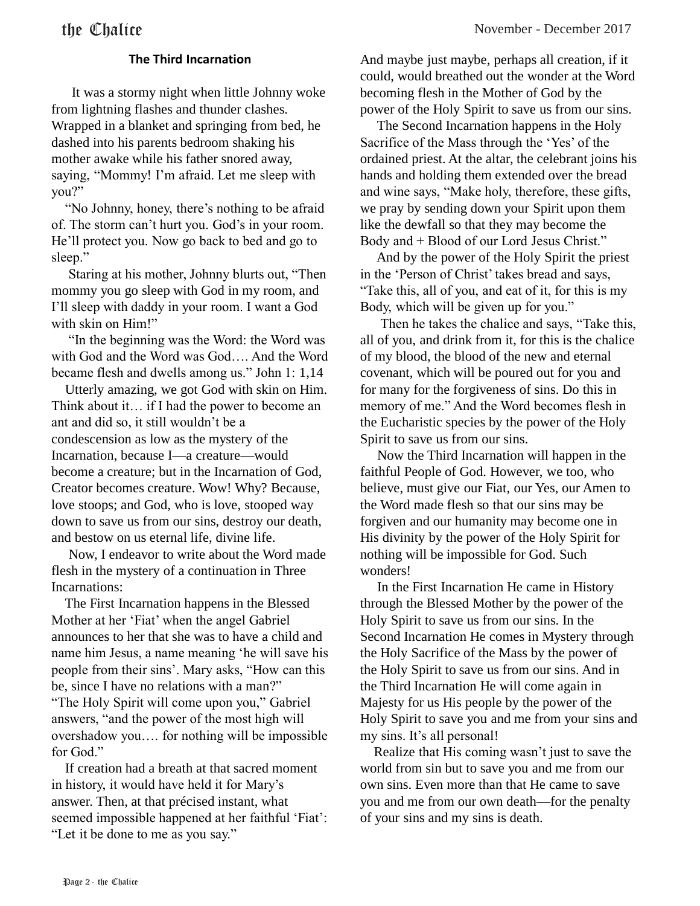## The Third Incarnation

It was a stormy night when little Johnny woke from lightning flashes and thunder clashes. Wrapped in a blanket and springing from bed, he dashed into his parents bedroom shaking his mother awake while his father snored away, saying, "Mommy! I'm afraid. Let me sleep with you?"

"No Johnny, honey, there's nothing to be afraid of. The storm can't hurt you. God's in your room. He'll protect you. Now go back to bed and go to sleep."

Staring at his mother, Johnny blurts out, "Then mommy you go sleep with God in my room, and I'll sleep with daddy in your room. I want a God with skin on Him!"

"In the beginning was the Word: the Word was with God and the Word was God…. And the Word became flesh and dwells among us." John 1: 1,14

Utterly amazing, we got God with skin on Him. Think about it… if I had the power to become an ant and did so, it still wouldn't be a condescension as low as the mystery of the Incarnation, because I—a creature—would become a creature; but in the Incarnation of God, Creator becomes creature. Wow! Why? Because, love stoops; and God, who is love, stooped way down to save us from our sins, destroy our death, and bestow on us eternal life, divine life.

Now, I endeavor to write about the Word made flesh in the mystery of a continuation in Three Incarnations:

The First Incarnation happens in the Blessed Mother at her 'Fiat' when the angel Gabriel announces to her that she was to have a child and name him Jesus, a name meaning 'he will save his people from their sins'. Mary asks, "How can this be, since I have no relations with a man?" "The Holy Spirit will come upon you," Gabriel answers, "and the power of the most high will overshadow you…. for nothing will be impossible for God."

If creation had a breath at that sacred moment in history, it would have held it for Mary's answer. Then, at that précised instant, what seemed impossible happened at her faithful 'Fiat': "Let it be done to me as you say."

And maybe just maybe, perhaps all creation, if it could, would breathed out the wonder at the Word becoming flesh in the Mother of God by the power of the Holy Spirit to save us from our sins.

The Second Incarnation happens in the Holy Sacrifice of the Mass through the 'Yes' of the ordained priest. At the altar, the celebrant joins his hands and holding them extended over the bread and wine says, "Make holy, therefore, these gifts, we pray by sending down your Spirit upon them like the dewfall so that they may become the Body and + Blood of our Lord Jesus Christ."

And by the power of the Holy Spirit the priest in the 'Person of Christ' takes bread and says, "Take this, all of you, and eat of it, for this is my Body, which will be given up for you."

Then he takes the chalice and says, "Take this, all of you, and drink from it, for this is the chalice of my blood, the blood of the new and eternal covenant, which will be poured out for you and for many for the forgiveness of sins. Do this in memory of me." And the Word becomes flesh in the Eucharistic species by the power of the Holy Spirit to save us from our sins.

Now the Third Incarnation will happen in the faithful People of God. However, we too, who believe, must give our Fiat, our Yes, our Amen to the Word made flesh so that our sins may be forgiven and our humanity may become one in His divinity by the power of the Holy Spirit for nothing will be impossible for God. Such wonders!

In the First Incarnation He came in History through the Blessed Mother by the power of the Holy Spirit to save us from our sins. In the Second Incarnation He comes in Mystery through the Holy Sacrifice of the Mass by the power of the Holy Spirit to save us from our sins. And in the Third Incarnation He will come again in Majesty for us His people by the power of the Holy Spirit to save you and me from your sins and my sins. It's all personal!

Realize that His coming wasn't just to save the world from sin but to save you and me from our own sins. Even more than that He came to save you and me from our own death—for the penalty of your sins and my sins is death.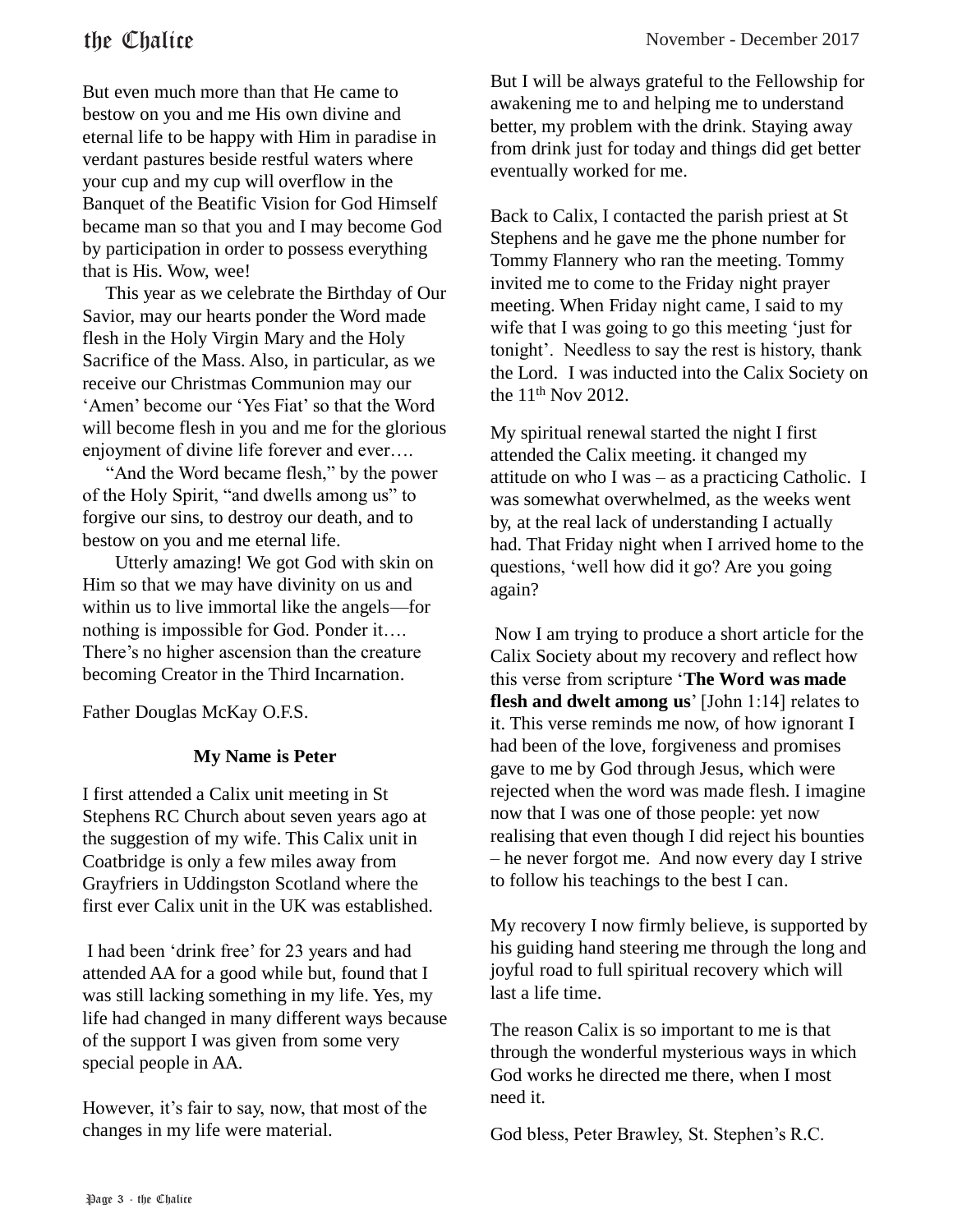But even much more than that He came to bestow on you and me His own divine and eternal life to be happy with Him in paradise in verdant pastures beside restful waters where your cup and my cup will overflow in the Banquet of the Beatific Vision for God Himself became man so that you and I may become God by participation in order to possess everything that is His. Wow, wee!

This year as we celebrate the Birthday of Our Savior, may our hearts ponder the Word made flesh in the Holy Virgin Mary and the Holy Sacrifice of the Mass. Also, in particular, as we receive our Christmas Communion may our 'Amen' become our 'Yes Fiat' so that the Word will become flesh in you and me for the glorious enjoyment of divine life forever and ever….

"And the Word became flesh," by the power of the Holy Spirit, "and dwells among us" to forgive our sins, to destroy our death, and to bestow on you and me eternal life.

Utterly amazing! We got God with skin on Him so that we may have divinity on us and within us to live immortal like the angels—for nothing is impossible for God. Ponder it…. There's no higher ascension than the creature becoming Creator in the Third Incarnation.

Father Douglas McKay O.F.S.

## My Name is Peter

I first attended a Calix unit meeting in St Stephens RC Church about seven years ago at the suggestion of my wife. This Calix unit in Coatbridge is only a few miles away from Grayfriers in Uddingston Scotland where the first ever Calix unit in the UK was established.

I had been 'drink free' for 23 years and had attended AA for a good while but, found that I was still lacking something in my life. Yes, my life had changed in many different ways because of the support I was given from some very special people in AA.

However, it's fair to say, now, that most of the changes in my life were material.

But I will be always grateful to the Fellowship for awakening me to and helping me to understand better, my problem with the drink. Staying away from drink just for today and things did get better eventually worked for me.

Back to Calix, I contacted the parish priest at St Stephens and he gave me the phone number for Tommy Flannery who ran the meeting. Tommy invited me to come to the Friday night prayer meeting. When Friday night came, I said to my wife that I was going to go this meeting 'just for tonight'. Needless to say the rest is history, thank the Lord. I was inducted into the Calix Society on the 11th Nov 2012.

My spiritual renewal started the night I first attended the Calix meeting. it changed my attitude on who I was – as a practicing Catholic. I was somewhat overwhelmed, as the weeks went by, at the real lack of understanding I actually had. That Friday night when I arrived home to the questions, 'well how did it go? Are you going again?

Now I am trying to produce a short article for the Calix Society about my recovery and reflect how this verse from scripture '**The Word was made flesh and dwelt among us**' [John 1:14] relates to it. This verse reminds me now, of how ignorant I had been of the love, forgiveness and promises gave to me by God through Jesus, which were rejected when the word was made flesh. I imagine now that I was one of those people: yet now realising that even though I did reject his bounties – he never forgot me. And now every day I strive to follow his teachings to the best I can.

My recovery I now firmly believe, is supported by his guiding hand steering me through the long and joyful road to full spiritual recovery which will last a life time.

The reason Calix is so important to me is that through the wonderful mysterious ways in which God works he directed me there, when I most need it.

God bless, Peter Brawley, St. Stephen's R.C.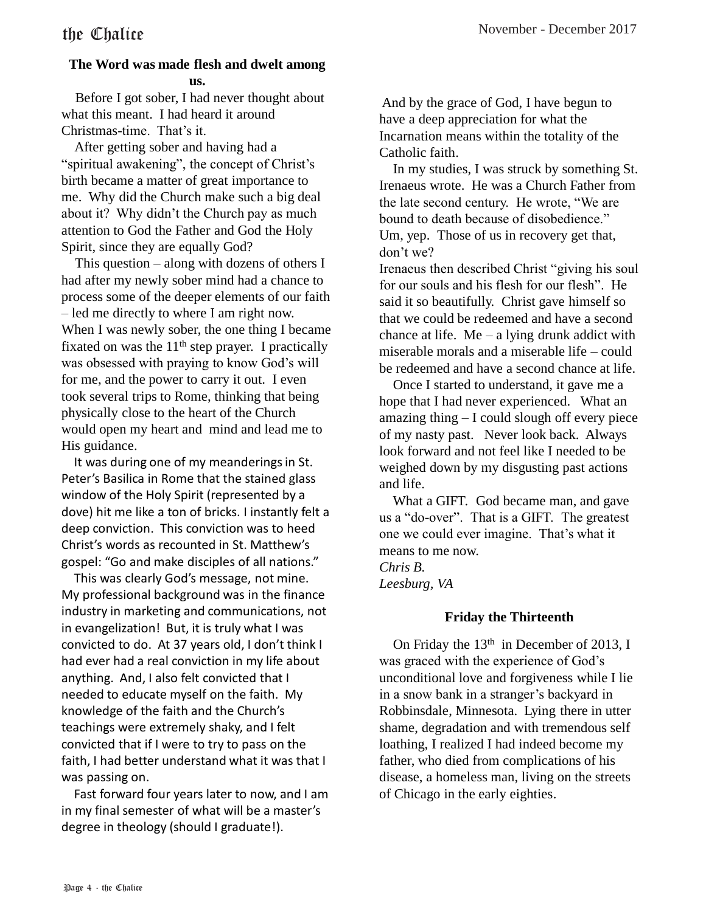### The Word was made flesh and dwelt among us.

Before I got sober, I had never thought about what this meant. I had heard it around Christmas-time. That's it.

After getting sober and having had a "spiritual awakening", the concept of Christ's birth became a matter of great importance to me. Why did the Church make such a big deal about it? Why didn't the Church pay as much attention to God the Father and God the Holy Spirit, since they are equally God?

This question – along with dozens of others I had after my newly sober mind had a chance to process some of the deeper elements of our faith – led me directly to where I am right now. When I was newly sober, the one thing I became fixated on was the 11th step prayer. I practically was obsessed with praying to know God's will for me, and the power to carry it out. I even took several trips to Rome, thinking that being physically close to the heart of the Church would open my heart and mind and lead me to His guidance.

It was during one of my meanderings in St. Peter's Basilica in Rome that the stained glass window of the Holy Spirit (represented by a dove) hit me like a ton of bricks. I instantly felt a deep conviction. This conviction was to heed Christ's words as recounted in St. Matthew's gospel: "Go and make disciples of all nations."

This was clearly God's message, not mine. My professional background was in the finance industry in marketing and communications, not in evangelization! But, it is truly what I was convicted to do. At 37 years old, I don't think I had ever had a real conviction in my life about anything. And, I also felt convicted that I needed to educate myself on the faith. My knowledge of the faith and the Church's teachings were extremely shaky, and I felt convicted that if I were to try to pass on the faith, I had better understand what it was that I was passing on.

Fast forward four years later to now, and I am in my final semester of what will be a master's degree in theology (should I graduate!). And by the grace of God, I have begun to have a deep appreciation for what the Incarnation means within the totality of the Catholic faith.

In my studies, I was struck by something St. Irenaeus wrote. He was a Church Father from the late second century. He wrote, "We are bound to death because of disobedience." Um, yep. Those of us in recovery get that, don't we?

Irenaeus then described Christ "giving his soul for our souls and his flesh for our flesh". He said it so beautifully. Christ gave himself so that we could be redeemed and have a second chance at life. Me – a lying drunk addict with miserable morals and a miserable life – could be redeemed and have a second chance at life.

Once I started to understand, it gave me a hope that I had never experienced. What an amazing thing – I could slough off every piece of my nasty past. Never look back. Always look forward and not feel like I needed to be weighed down by my disgusting past actions and life.

What a GIFT. God became man, and gave us a "do-over". That is a GIFT. The greatest one we could ever imagine. That's what it means to me now.

*Chris B.*
*Leesburg, VA*

### Friday the Thirteenth

On Friday the 13th in December of 2013, I was graced with the experience of God's unconditional love and forgiveness while I lie in a snow bank in a stranger's backyard in Robbinsdale, Minnesota. Lying there in utter shame, degradation and with tremendous self loathing, I realized I had indeed become my father, who died from complications of his disease, a homeless man, living on the streets of Chicago in the early eighties.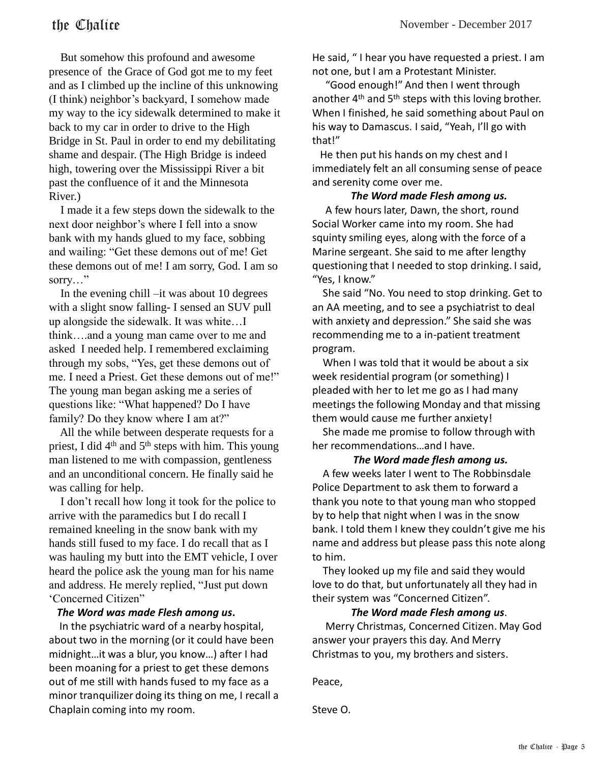But somehow this profound and awesome presence of the Grace of God got me to my feet and as I climbed up the incline of this unknowing (I think) neighbor's backyard, I somehow made my way to the icy sidewalk determined to make it back to my car in order to drive to the High Bridge in St. Paul in order to end my debilitating shame and despair. (The High Bridge is indeed high, towering over the Mississippi River a bit past the confluence of it and the Minnesota River.)

I made it a few steps down the sidewalk to the next door neighbor's where I fell into a snow bank with my hands glued to my face, sobbing and wailing: "Get these demons out of me! Get these demons out of me! I am sorry, God. I am so sorry…"

In the evening chill –it was about 10 degrees with a slight snow falling- I sensed an SUV pull up alongside the sidewalk. It was white…I think….and a young man came over to me and asked I needed help. I remembered exclaiming through my sobs, "Yes, get these demons out of me. I need a Priest. Get these demons out of me!" The young man began asking me a series of questions like: "What happened? Do I have family? Do they know where I am at?"

All the while between desperate requests for a priest, I did 4th and 5th steps with him. This young man listened to me with compassion, gentleness and an unconditional concern. He finally said he was calling for help.

I don't recall how long it took for the police to arrive with the paramedics but I do recall I remained kneeling in the snow bank with my hands still fused to my face. I do recall that as I was hauling my butt into the EMT vehicle, I over heard the police ask the young man for his name and address. He merely replied, "Just put down 'Concerned Citizen"

***The Word was made Flesh among us.***

In the psychiatric ward of a nearby hospital, about two in the morning (or it could have been midnight…it was a blur, you know…) after I had been moaning for a priest to get these demons out of me still with hands fused to my face as a minor tranquilizer doing its thing on me, I recall a Chaplain coming into my room.

He said, " I hear you have requested a priest. I am not one, but I am a Protestant Minister.

"Good enough!" And then I went through another 4th and 5th steps with this loving brother. When I finished, he said something about Paul on his way to Damascus. I said, "Yeah, I'll go with that!"

He then put his hands on my chest and I immediately felt an all consuming sense of peace and serenity come over me.

***The Word made Flesh among us.***

A few hours later, Dawn, the short, round Social Worker came into my room. She had squinty smiling eyes, along with the force of a Marine sergeant. She said to me after lengthy questioning that I needed to stop drinking. I said, "Yes, I know."

She said "No. You need to stop drinking. Get to an AA meeting, and to see a psychiatrist to deal with anxiety and depression." She said she was recommending me to a in-patient treatment program.

When I was told that it would be about a six week residential program (or something) I pleaded with her to let me go as I had many meetings the following Monday and that missing them would cause me further anxiety!

She made me promise to follow through with her recommendations…and I have.

***The Word made flesh among us.***

A few weeks later I went to The Robbinsdale Police Department to ask them to forward a thank you note to that young man who stopped by to help that night when I was in the snow bank. I told them I knew they couldn't give me his name and address but please pass this note along to him.

They looked up my file and said they would love to do that, but unfortunately all they had in their system was "Concerned Citizen".

***The Word made Flesh among us.***

Merry Christmas, Concerned Citizen. May God answer your prayers this day. And Merry Christmas to you, my brothers and sisters.

Peace,

Steve O.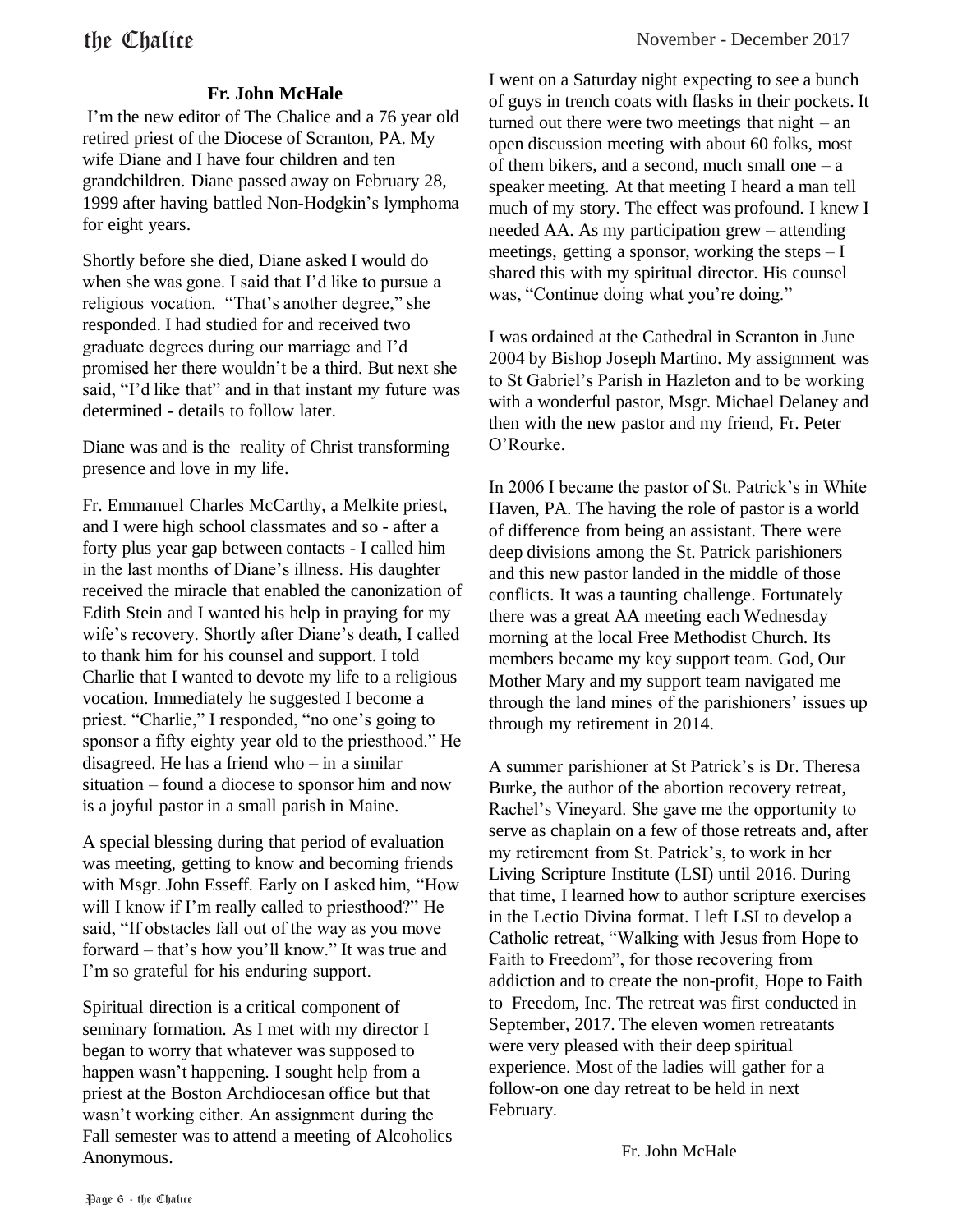## Fr. John McHale

I'm the new editor of The Chalice and a 76 year old retired priest of the Diocese of Scranton, PA. My wife Diane and I have four children and ten grandchildren. Diane passed away on February 28, 1999 after having battled Non-Hodgkin's lymphoma for eight years.

Shortly before she died, Diane asked I would do when she was gone. I said that I'd like to pursue a religious vocation. "That's another degree," she responded. I had studied for and received two graduate degrees during our marriage and I'd promised her there wouldn't be a third. But next she said, "I'd like that" and in that instant my future was determined - details to follow later.

Diane was and is the reality of Christ transforming presence and love in my life.

Fr. Emmanuel Charles McCarthy, a Melkite priest, and I were high school classmates and so - after a forty plus year gap between contacts - I called him in the last months of Diane's illness. His daughter received the miracle that enabled the canonization of Edith Stein and I wanted his help in praying for my wife's recovery. Shortly after Diane's death, I called to thank him for his counsel and support. I told Charlie that I wanted to devote my life to a religious vocation. Immediately he suggested I become a priest. "Charlie," I responded, "no one's going to sponsor a fifty eighty year old to the priesthood." He disagreed. He has a friend who – in a similar situation – found a diocese to sponsor him and now is a joyful pastor in a small parish in Maine.

A special blessing during that period of evaluation was meeting, getting to know and becoming friends with Msgr. John Esseff. Early on I asked him, "How will I know if I'm really called to priesthood?" He said, "If obstacles fall out of the way as you move forward – that's how you'll know." It was true and I'm so grateful for his enduring support.

Spiritual direction is a critical component of seminary formation. As I met with my director I began to worry that whatever was supposed to happen wasn't happening. I sought help from a priest at the Boston Archdiocesan office but that wasn't working either. An assignment during the Fall semester was to attend a meeting of Alcoholics Anonymous.

I went on a Saturday night expecting to see a bunch of guys in trench coats with flasks in their pockets. It turned out there were two meetings that night – an open discussion meeting with about 60 folks, most of them bikers, and a second, much small one – a speaker meeting. At that meeting I heard a man tell much of my story. The effect was profound. I knew I needed AA. As my participation grew – attending meetings, getting a sponsor, working the steps – I shared this with my spiritual director. His counsel was, "Continue doing what you're doing."

I was ordained at the Cathedral in Scranton in June 2004 by Bishop Joseph Martino. My assignment was to St Gabriel's Parish in Hazleton and to be working with a wonderful pastor, Msgr. Michael Delaney and then with the new pastor and my friend, Fr. Peter O'Rourke.

In 2006 I became the pastor of St. Patrick's in White Haven, PA. The having the role of pastor is a world of difference from being an assistant. There were deep divisions among the St. Patrick parishioners and this new pastor landed in the middle of those conflicts. It was a taunting challenge. Fortunately there was a great AA meeting each Wednesday morning at the local Free Methodist Church. Its members became my key support team. God, Our Mother Mary and my support team navigated me through the land mines of the parishioners' issues up through my retirement in 2014.

A summer parishioner at St Patrick's is Dr. Theresa Burke, the author of the abortion recovery retreat, Rachel's Vineyard. She gave me the opportunity to serve as chaplain on a few of those retreats and, after my retirement from St. Patrick's, to work in her Living Scripture Institute (LSI) until 2016. During that time, I learned how to author scripture exercises in the Lectio Divina format. I left LSI to develop a Catholic retreat, "Walking with Jesus from Hope to Faith to Freedom", for those recovering from addiction and to create the non-profit, Hope to Faith to Freedom, Inc. The retreat was first conducted in September, 2017. The eleven women retreatants were very pleased with their deep spiritual experience. Most of the ladies will gather for a follow-on one day retreat to be held in next February.

Fr. John McHale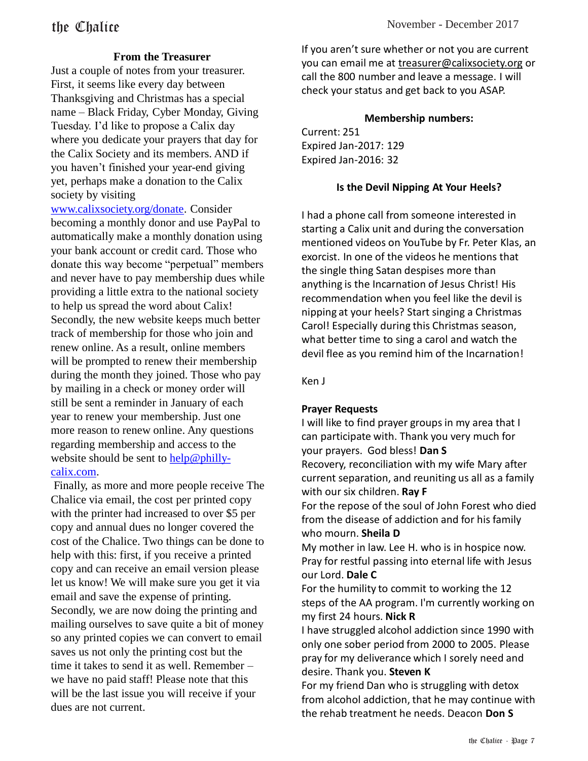## From the Treasurer

Just a couple of notes from your treasurer. First, it seems like every day between Thanksgiving and Christmas has a special name – Black Friday, Cyber Monday, Giving Tuesday. I'd like to propose a Calix day where you dedicate your prayers that day for the Calix Society and its members. AND if you haven't finished your year-end giving yet, perhaps make a donation to the Calix society by visiting www.calixsociety.org/donate. Consider becoming a monthly donor and use PayPal to automatically make a monthly donation using your bank account or credit card. Those who donate this way become "perpetual" members and never have to pay membership dues while providing a little extra to the national society to help us spread the word about Calix! Secondly, the new website keeps much better track of membership for those who join and renew online. As a result, online members will be prompted to renew their membership during the month they joined. Those who pay by mailing in a check or money order will still be sent a reminder in January of each year to renew your membership. Just one more reason to renew online. Any questions regarding membership and access to the website should be sent to help@philly-calix.com.

Finally, as more and more people receive The Chalice via email, the cost per printed copy with the printer had increased to over $5 per copy and annual dues no longer covered the cost of the Chalice. Two things can be done to help with this: first, if you receive a printed copy and can receive an email version please let us know! We will make sure you get it via email and save the expense of printing. Secondly, we are now doing the printing and mailing ourselves to save quite a bit of money so any printed copies we can convert to email saves us not only the printing cost but the time it takes to send it as well. Remember – we have no paid staff! Please note that this will be the last issue you will receive if your dues are not current.

If you aren't sure whether or not you are current you can email me at treasurer@calixsociety.org or call the 800 number and leave a message. I will check your status and get back to you ASAP.

**Membership numbers:**

Current: 251
Expired Jan-2017: 129
Expired Jan-2016: 32

## Is the Devil Nipping At Your Heels?

I had a phone call from someone interested in starting a Calix unit and during the conversation mentioned videos on YouTube by Fr. Peter Klas, an exorcist. In one of the videos he mentions that the single thing Satan despises more than anything is the Incarnation of Jesus Christ! His recommendation when you feel like the devil is nipping at your heels? Start singing a Christmas Carol! Especially during this Christmas season, what better time to sing a carol and watch the devil flee as you remind him of the Incarnation!

Ken J

## Prayer Requests

I will like to find prayer groups in my area that I can participate with. Thank you very much for your prayers. God bless! **Dan S**

Recovery, reconciliation with my wife Mary after current separation, and reuniting us all as a family with our six children. **Ray F**

For the repose of the soul of John Forest who died from the disease of addiction and for his family who mourn. **Sheila D**

My mother in law. Lee H. who is in hospice now. Pray for restful passing into eternal life with Jesus our Lord. **Dale C**

For the humility to commit to working the 12 steps of the AA program. I'm currently working on my first 24 hours. **Nick R**

I have struggled alcohol addiction since 1990 with only one sober period from 2000 to 2005. Please pray for my deliverance which I sorely need and desire. Thank you. **Steven K**

For my friend Dan who is struggling with detox from alcohol addiction, that he may continue with the rehab treatment he needs. Deacon **Don S**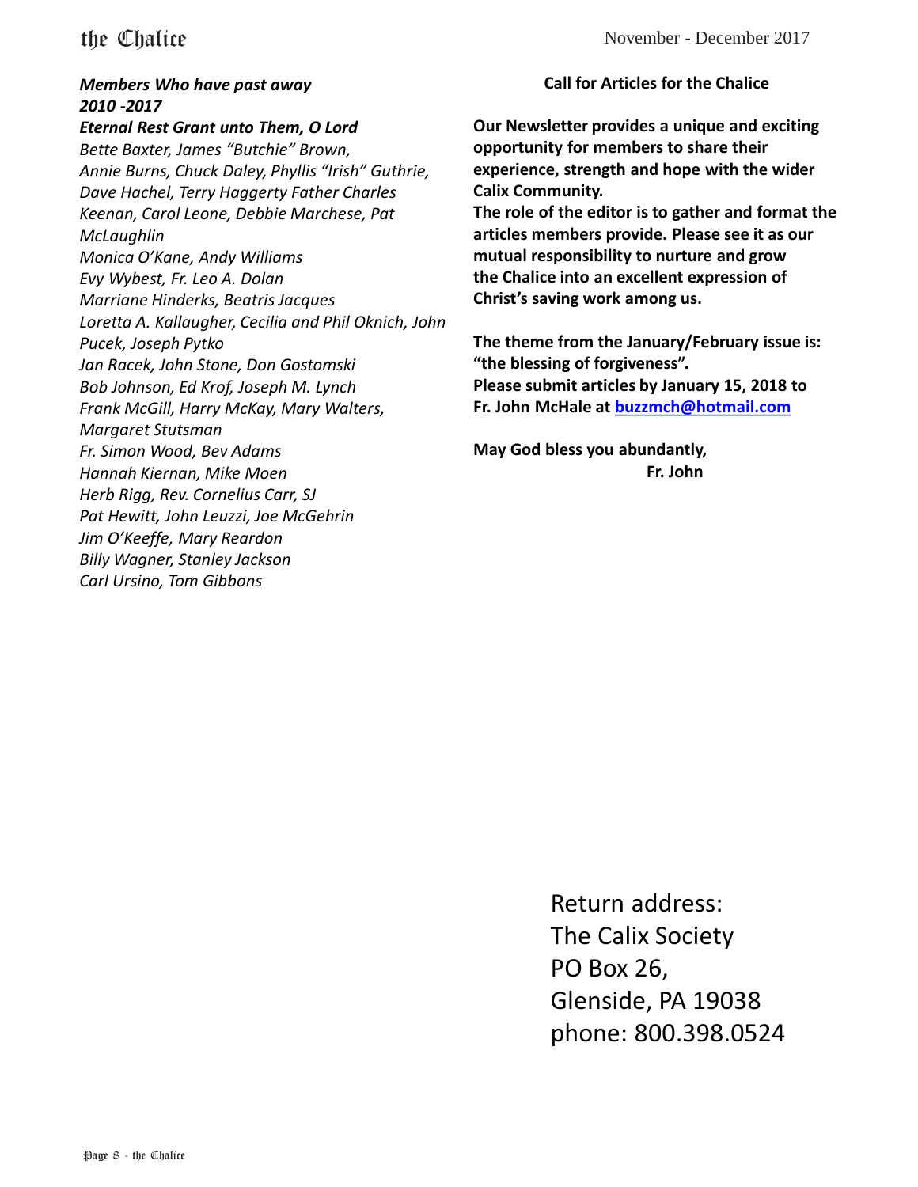***Members Who have past away 2010 -2017***

***Eternal Rest Grant unto Them, O Lord***

*Bette Baxter, James "Butchie" Brown,*
*Annie Burns, Chuck Daley, Phyllis "Irish" Guthrie,*
*Dave Hachel, Terry Haggerty Father Charles Keenan, Carol Leone, Debbie Marchese, Pat McLaughlin*
*Monica O'Kane, Andy Williams*
*Evy Wybest, Fr. Leo A. Dolan*
*Marriane Hinderks, Beatris Jacques*
*Loretta A. Kallaugher, Cecilia and Phil Oknich, John Pucek, Joseph Pytko*
*Jan Racek, John Stone, Don Gostomski*
*Bob Johnson, Ed Krof, Joseph M. Lynch*
*Frank McGill, Harry McKay, Mary Walters, Margaret Stutsman*
*Fr. Simon Wood, Bev Adams*
*Hannah Kiernan, Mike Moen*
*Herb Rigg, Rev. Cornelius Carr, SJ*
*Pat Hewitt, John Leuzzi, Joe McGehrin*
*Jim O'Keeffe, Mary Reardon*
*Billy Wagner, Stanley Jackson*
*Carl Ursino, Tom Gibbons*

**Call for Articles for the Chalice**

**Our Newsletter provides a unique and exciting opportunity for members to share their experience, strength and hope with the wider Calix Community.**
**The role of the editor is to gather and format the articles members provide. Please see it as our mutual responsibility to nurture and grow the Chalice into an excellent expression of Christ's saving work among us.**

**The theme from the January/February issue is: "the blessing of forgiveness".**
**Please submit articles by January 15, 2018 to Fr. John McHale at [buzzmch@hotmail.com](mailto:buzzmch@hotmail.com)**

**May God bless you abundantly,**
**Fr. John**

Return address:
The Calix Society
PO Box 26,
Glenside, PA 19038
phone: 800.398.0524